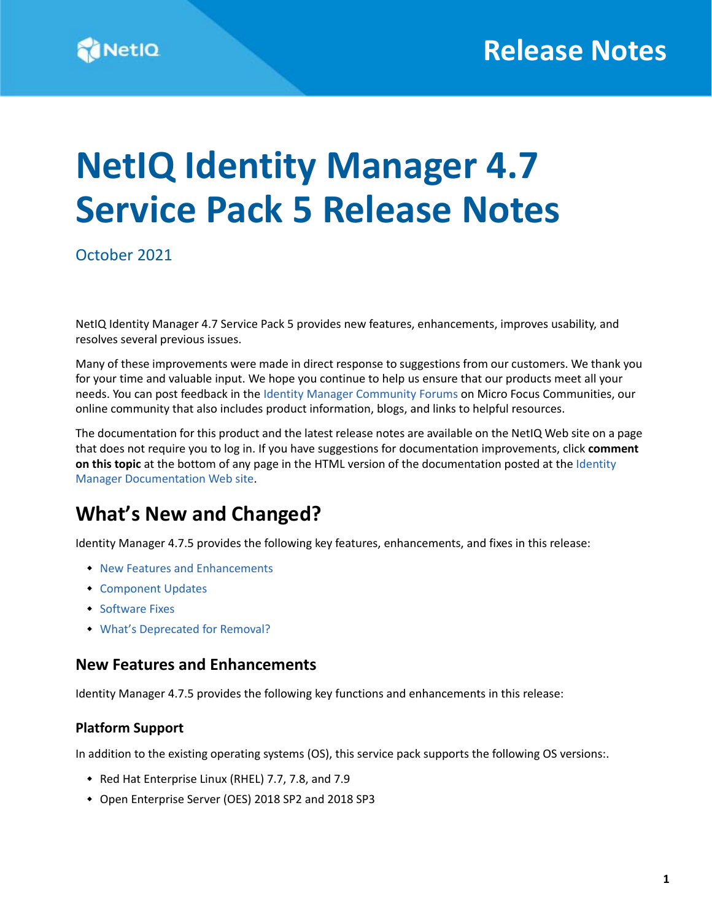# NetIQ Identity Manager 4.7 Service Pack 5 Release Notes

October 2021

NetIQ Identity Manager 4.7 Service Pack 5 provides new features, enhancements, improves usability, and resolves several previous issues.

Many of these improvements were made in direct response to suggestions from our customers. We thank you for your time and valuable input. We hope you continue to help us ensure that our products meet all your needs. You can post feedback in the Identity Manager Community Forums on Micro Focus Communities, our online community that also includes product information, blogs, and links to helpful resources.

The documentation for this product and the latest release notes are available on the NetIQ Web site on a page that does not require you to log in. If you have suggestions for documentation improvements, click **comment on this topic** at the bottom of any page in the HTML version of the documentation posted at the Identity Manager Documentation Web site.

## What's New and Changed?

Identity Manager 4.7.5 provides the following key features, enhancements, and fixes in this release:

- New Features and Enhancements
- Component Updates
- Software Fixes
- What's Deprecated for Removal?

### New Features and Enhancements

Identity Manager 4.7.5 provides the following key functions and enhancements in this release:

#### Platform Support

In addition to the existing operating systems (OS), this service pack supports the following OS versions:.

- Red Hat Enterprise Linux (RHEL) 7.7, 7.8, and 7.9
- Open Enterprise Server (OES) 2018 SP2 and 2018 SP3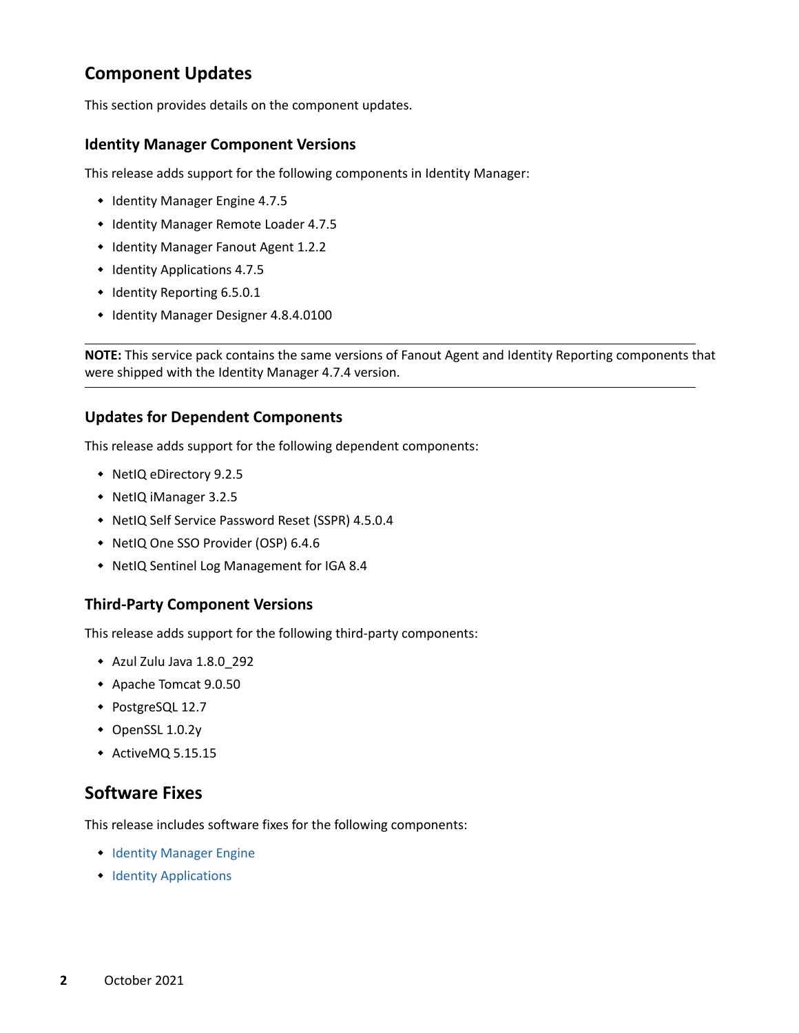## Component Updates

This section provides details on the component updates.

### Identity Manager Component Versions

This release adds support for the following components in Identity Manager:

- Identity Manager Engine 4.7.5
- Identity Manager Remote Loader 4.7.5
- Identity Manager Fanout Agent 1.2.2
- Identity Applications 4.7.5
- Identity Reporting 6.5.0.1
- Identity Manager Designer 4.8.4.0100

---

**NOTE:** This service pack contains the same versions of Fanout Agent and Identity Reporting components that were shipped with the Identity Manager 4.7.4 version.

---

### Updates for Dependent Components

This release adds support for the following dependent components:

- NetIQ eDirectory 9.2.5
- NetIQ iManager 3.2.5
- NetIQ Self Service Password Reset (SSPR) 4.5.0.4
- NetIQ One SSO Provider (OSP) 6.4.6
- NetIQ Sentinel Log Management for IGA 8.4

### Third-Party Component Versions

This release adds support for the following third-party components:

- Azul Zulu Java 1.8.0_292
- Apache Tomcat 9.0.50
- PostgreSQL 12.7
- OpenSSL 1.0.2y
- ActiveMQ 5.15.15

## Software Fixes

This release includes software fixes for the following components:

- Identity Manager Engine
- Identity Applications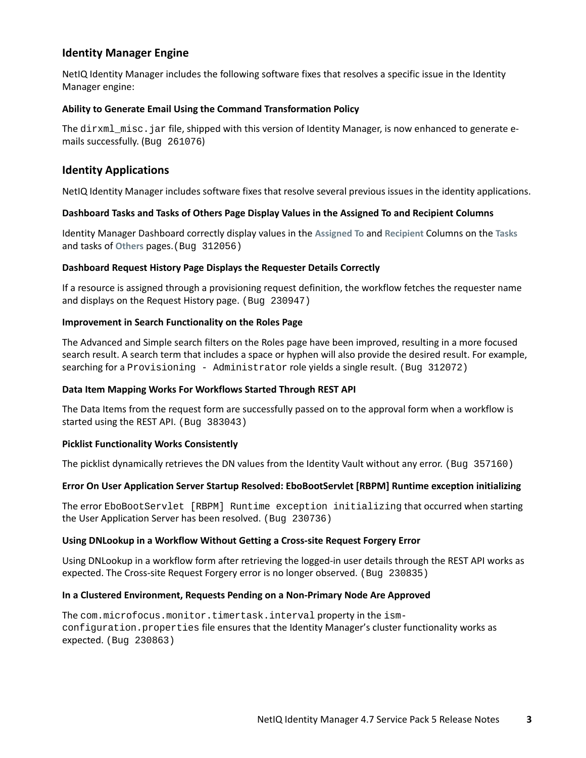## Identity Manager Engine

NetIQ Identity Manager includes the following software fixes that resolves a specific issue in the Identity Manager engine:

### Ability to Generate Email Using the Command Transformation Policy

The `dirxml_misc.jar` file, shipped with this version of Identity Manager, is now enhanced to generate e-mails successfully. (Bug 261076)

## Identity Applications

NetIQ Identity Manager includes software fixes that resolve several previous issues in the identity applications.

### Dashboard Tasks and Tasks of Others Page Display Values in the Assigned To and Recipient Columns

Identity Manager Dashboard correctly display values in the **Assigned To** and **Recipient** Columns on the **Tasks** and tasks of **Others** pages.(Bug 312056)

### Dashboard Request History Page Displays the Requester Details Correctly

If a resource is assigned through a provisioning request definition, the workflow fetches the requester name and displays on the Request History page. (Bug 230947)

### Improvement in Search Functionality on the Roles Page

The Advanced and Simple search filters on the Roles page have been improved, resulting in a more focused search result. A search term that includes a space or hyphen will also provide the desired result. For example, searching for a `Provisioning - Administrator` role yields a single result. (Bug 312072)

### Data Item Mapping Works For Workflows Started Through REST API

The Data Items from the request form are successfully passed on to the approval form when a workflow is started using the REST API. (Bug 383043)

### Picklist Functionality Works Consistently

The picklist dynamically retrieves the DN values from the Identity Vault without any error. (Bug 357160)

### Error On User Application Server Startup Resolved: EboBootServlet [RBPM] Runtime exception initializing

The error `EboBootServlet [RBPM] Runtime exception initializing` that occurred when starting the User Application Server has been resolved. (Bug 230736)

### Using DNLookup in a Workflow Without Getting a Cross-site Request Forgery Error

Using DNLookup in a workflow form after retrieving the logged-in user details through the REST API works as expected. The Cross-site Request Forgery error is no longer observed. (Bug 230835)

### In a Clustered Environment, Requests Pending on a Non-Primary Node Are Approved

The `com.microfocus.monitor.timertask.interval` property in the `ism-configuration.properties` file ensures that the Identity Manager's cluster functionality works as expected. (Bug 230863)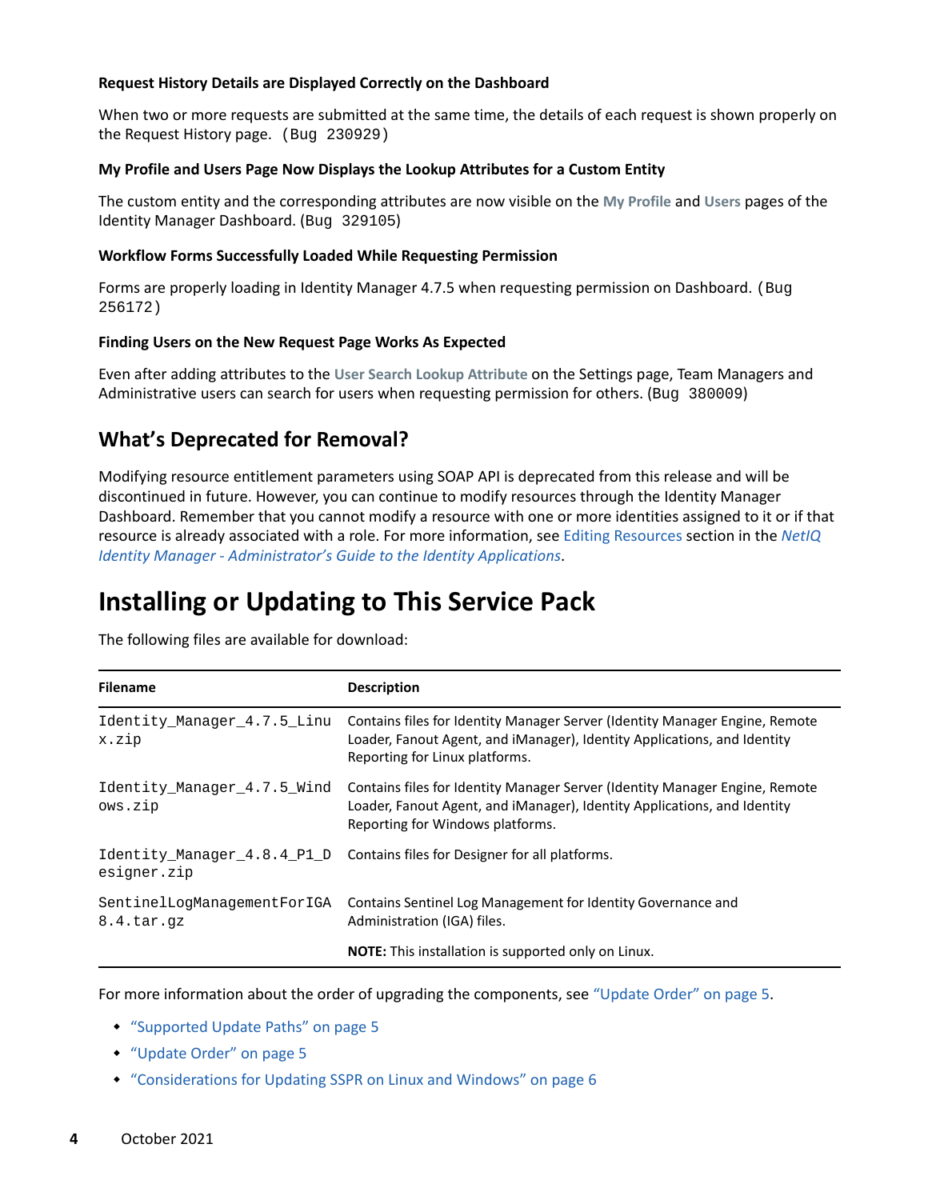#### Request History Details are Displayed Correctly on the Dashboard

When two or more requests are submitted at the same time, the details of each request is shown properly on the Request History page. (Bug 230929)

#### My Profile and Users Page Now Displays the Lookup Attributes for a Custom Entity

The custom entity and the corresponding attributes are now visible on the **My Profile** and **Users** pages of the Identity Manager Dashboard. (Bug 329105)

#### Workflow Forms Successfully Loaded While Requesting Permission

Forms are properly loading in Identity Manager 4.7.5 when requesting permission on Dashboard. (Bug 256172)

#### Finding Users on the New Request Page Works As Expected

Even after adding attributes to the **User Search Lookup Attribute** on the Settings page, Team Managers and Administrative users can search for users when requesting permission for others. (Bug 380009)

## What's Deprecated for Removal?

Modifying resource entitlement parameters using SOAP API is deprecated from this release and will be discontinued in future. However, you can continue to modify resources through the Identity Manager Dashboard. Remember that you cannot modify a resource with one or more identities assigned to it or if that resource is already associated with a role. For more information, see Editing Resources section in the *NetIQ Identity Manager - Administrator's Guide to the Identity Applications*.

# Installing or Updating to This Service Pack

The following files are available for download:

| Filename | Description |
| --- | --- |
| `Identity_Manager_4.7.5_Linux.zip` | Contains files for Identity Manager Server (Identity Manager Engine, Remote Loader, Fanout Agent, and iManager), Identity Applications, and Identity Reporting for Linux platforms. |
| `Identity_Manager_4.7.5_Windows.zip` | Contains files for Identity Manager Server (Identity Manager Engine, Remote Loader, Fanout Agent, and iManager), Identity Applications, and Identity Reporting for Windows platforms. |
| `Identity_Manager_4.8.4_P1_Designer.zip` | Contains files for Designer for all platforms. |
| `SentinelLogManagementForIGA8.4.tar.gz` | Contains Sentinel Log Management for Identity Governance and Administration (IGA) files.<br><br>**NOTE:** This installation is supported only on Linux. |

For more information about the order of upgrading the components, see "Update Order" on page 5.

- "Supported Update Paths" on page 5
- "Update Order" on page 5
- "Considerations for Updating SSPR on Linux and Windows" on page 6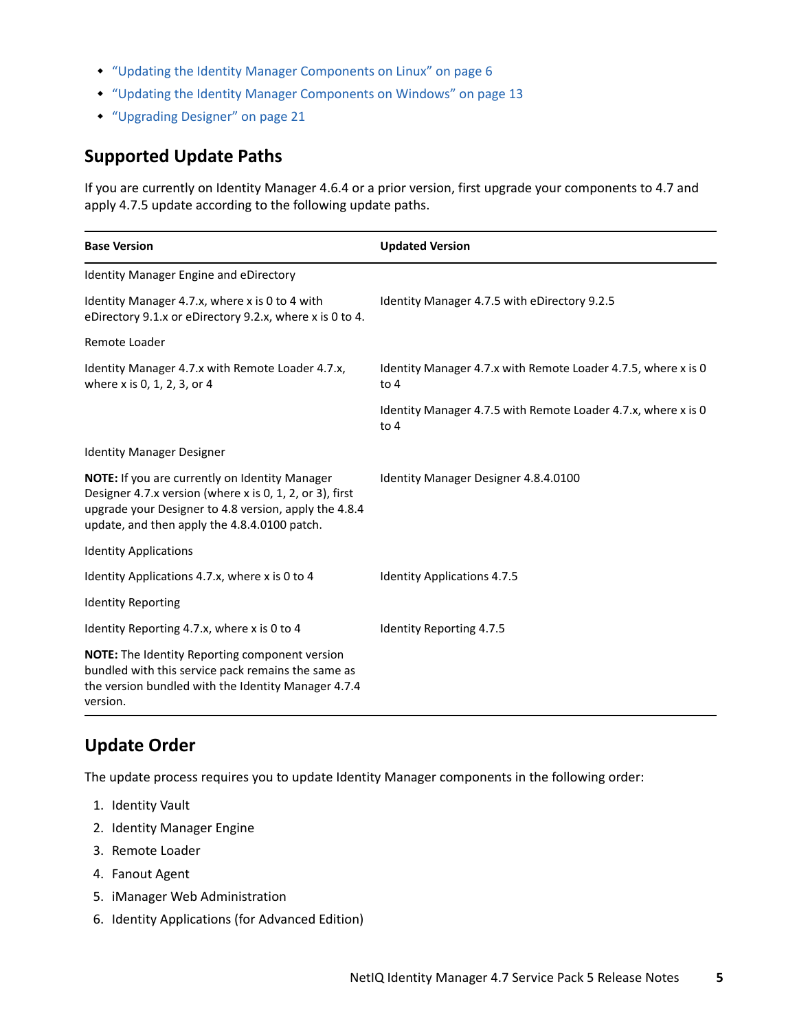- “Updating the Identity Manager Components on Linux” on page 6
- “Updating the Identity Manager Components on Windows” on page 13
- “Upgrading Designer” on page 21

## Supported Update Paths

If you are currently on Identity Manager 4.6.4 or a prior version, first upgrade your components to 4.7 and apply 4.7.5 update according to the following update paths.

| Base Version | Updated Version |
|---|---|
| Identity Manager Engine and eDirectory | |
| Identity Manager 4.7.x, where x is 0 to 4 with eDirectory 9.1.x or eDirectory 9.2.x, where x is 0 to 4. | Identity Manager 4.7.5 with eDirectory 9.2.5 |
| Remote Loader | |
| Identity Manager 4.7.x with Remote Loader 4.7.x, where x is 0, 1, 2, 3, or 4 | Identity Manager 4.7.x with Remote Loader 4.7.5, where x is 0 to 4 |
| | Identity Manager 4.7.5 with Remote Loader 4.7.x, where x is 0 to 4 |
| Identity Manager Designer | |
| **NOTE:** If you are currently on Identity Manager Designer 4.7.x version (where x is 0, 1, 2, or 3), first upgrade your Designer to 4.8 version, apply the 4.8.4 update, and then apply the 4.8.4.0100 patch. | Identity Manager Designer 4.8.4.0100 |
| Identity Applications | |
| Identity Applications 4.7.x, where x is 0 to 4 | Identity Applications 4.7.5 |
| Identity Reporting | |
| Identity Reporting 4.7.x, where x is 0 to 4 | Identity Reporting 4.7.5 |
| **NOTE:** The Identity Reporting component version bundled with this service pack remains the same as the version bundled with the Identity Manager 4.7.4 version. | |

## Update Order

The update process requires you to update Identity Manager components in the following order:

1. Identity Vault
2. Identity Manager Engine
3. Remote Loader
4. Fanout Agent
5. iManager Web Administration
6. Identity Applications (for Advanced Edition)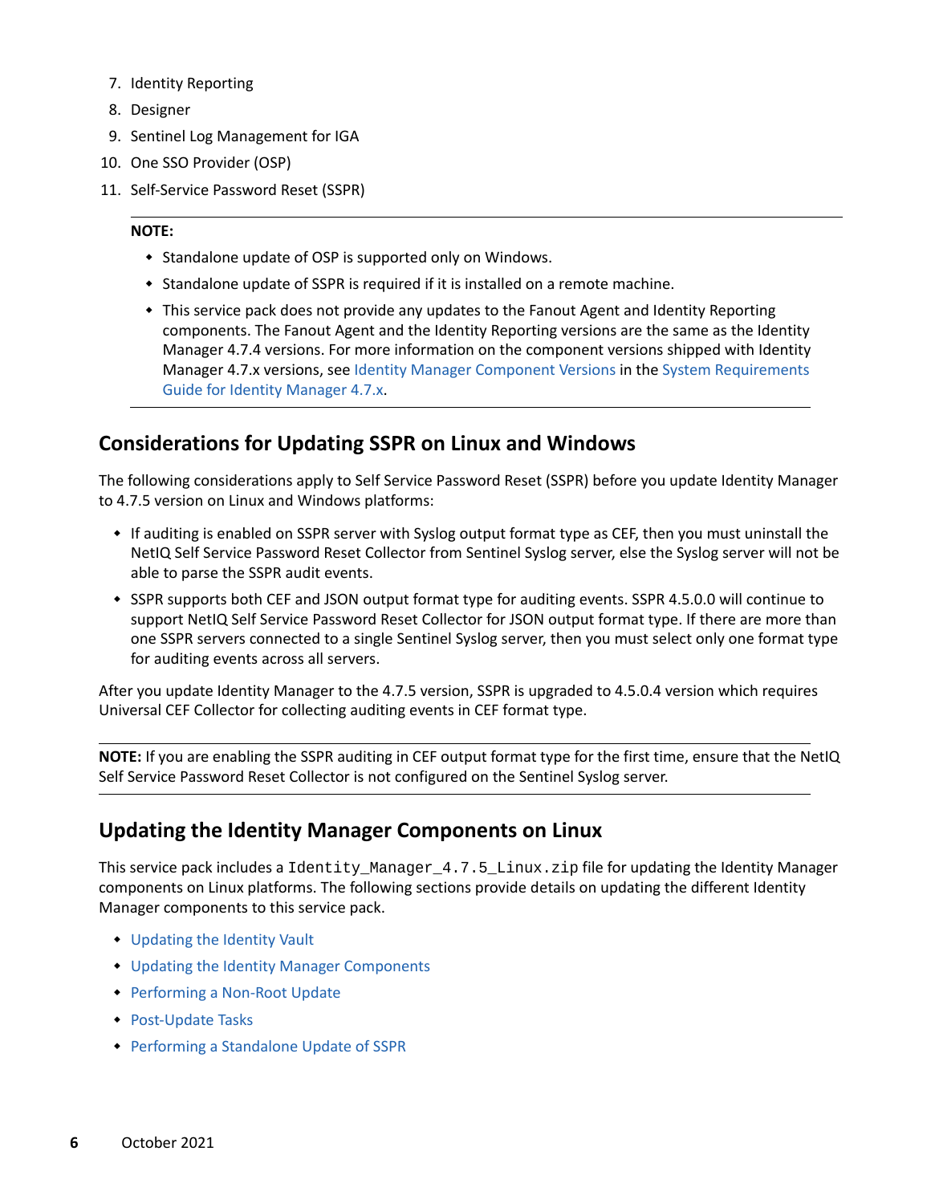7. Identity Reporting
8. Designer
9. Sentinel Log Management for IGA
10. One SSO Provider (OSP)
11. Self-Service Password Reset (SSPR)

---

**NOTE:**

- Standalone update of OSP is supported only on Windows.
- Standalone update of SSPR is required if it is installed on a remote machine.
- This service pack does not provide any updates to the Fanout Agent and Identity Reporting components. The Fanout Agent and the Identity Reporting versions are the same as the Identity Manager 4.7.4 versions. For more information on the component versions shipped with Identity Manager 4.7.x versions, see Identity Manager Component Versions in the System Requirements Guide for Identity Manager 4.7.x.

---

## Considerations for Updating SSPR on Linux and Windows

The following considerations apply to Self Service Password Reset (SSPR) before you update Identity Manager to 4.7.5 version on Linux and Windows platforms:

- If auditing is enabled on SSPR server with Syslog output format type as CEF, then you must uninstall the NetIQ Self Service Password Reset Collector from Sentinel Syslog server, else the Syslog server will not be able to parse the SSPR audit events.
- SSPR supports both CEF and JSON output format type for auditing events. SSPR 4.5.0.0 will continue to support NetIQ Self Service Password Reset Collector for JSON output format type. If there are more than one SSPR servers connected to a single Sentinel Syslog server, then you must select only one format type for auditing events across all servers.

After you update Identity Manager to the 4.7.5 version, SSPR is upgraded to 4.5.0.4 version which requires Universal CEF Collector for collecting auditing events in CEF format type.

---

**NOTE:** If you are enabling the SSPR auditing in CEF output format type for the first time, ensure that the NetIQ Self Service Password Reset Collector is not configured on the Sentinel Syslog server.

---

## Updating the Identity Manager Components on Linux

This service pack includes a `Identity_Manager_4.7.5_Linux.zip` file for updating the Identity Manager components on Linux platforms. The following sections provide details on updating the different Identity Manager components to this service pack.

- Updating the Identity Vault
- Updating the Identity Manager Components
- Performing a Non-Root Update
- Post-Update Tasks
- Performing a Standalone Update of SSPR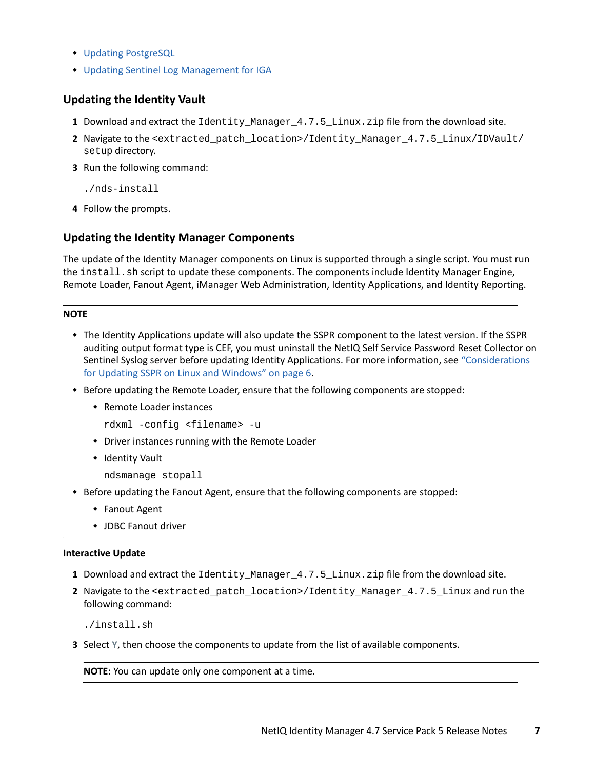- Updating PostgreSQL
- Updating Sentinel Log Management for IGA

### Updating the Identity Vault

1. Download and extract the `Identity_Manager_4.7.5_Linux.zip` file from the download site.
2. Navigate to the `<extracted_patch_location>/Identity_Manager_4.7.5_Linux/IDVault/setup` directory.
3. Run the following command:

   ```
   ./nds-install
   ```

4. Follow the prompts.

### Updating the Identity Manager Components

The update of the Identity Manager components on Linux is supported through a single script. You must run the `install.sh` script to update these components. The components include Identity Manager Engine, Remote Loader, Fanout Agent, iManager Web Administration, Identity Applications, and Identity Reporting.

---

**NOTE**

- The Identity Applications update will also update the SSPR component to the latest version. If the SSPR auditing output format type is CEF, you must uninstall the NetIQ Self Service Password Reset Collector on Sentinel Syslog server before updating Identity Applications. For more information, see "Considerations for Updating SSPR on Linux and Windows" on page 6.
- Before updating the Remote Loader, ensure that the following components are stopped:
  - Remote Loader instances

    ```
    rdxml -config <filename> -u
    ```

  - Driver instances running with the Remote Loader
  - Identity Vault

    ```
    ndsmanage stopall
    ```

- Before updating the Fanout Agent, ensure that the following components are stopped:
  - Fanout Agent
  - JDBC Fanout driver

---

#### Interactive Update

1. Download and extract the `Identity_Manager_4.7.5_Linux.zip` file from the download site.
2. Navigate to the `<extracted_patch_location>/Identity_Manager_4.7.5_Linux` and run the following command:

   ```
   ./install.sh
   ```

3. Select **Y**, then choose the components to update from the list of available components.

   ---

   **NOTE:** You can update only one component at a time.

   ---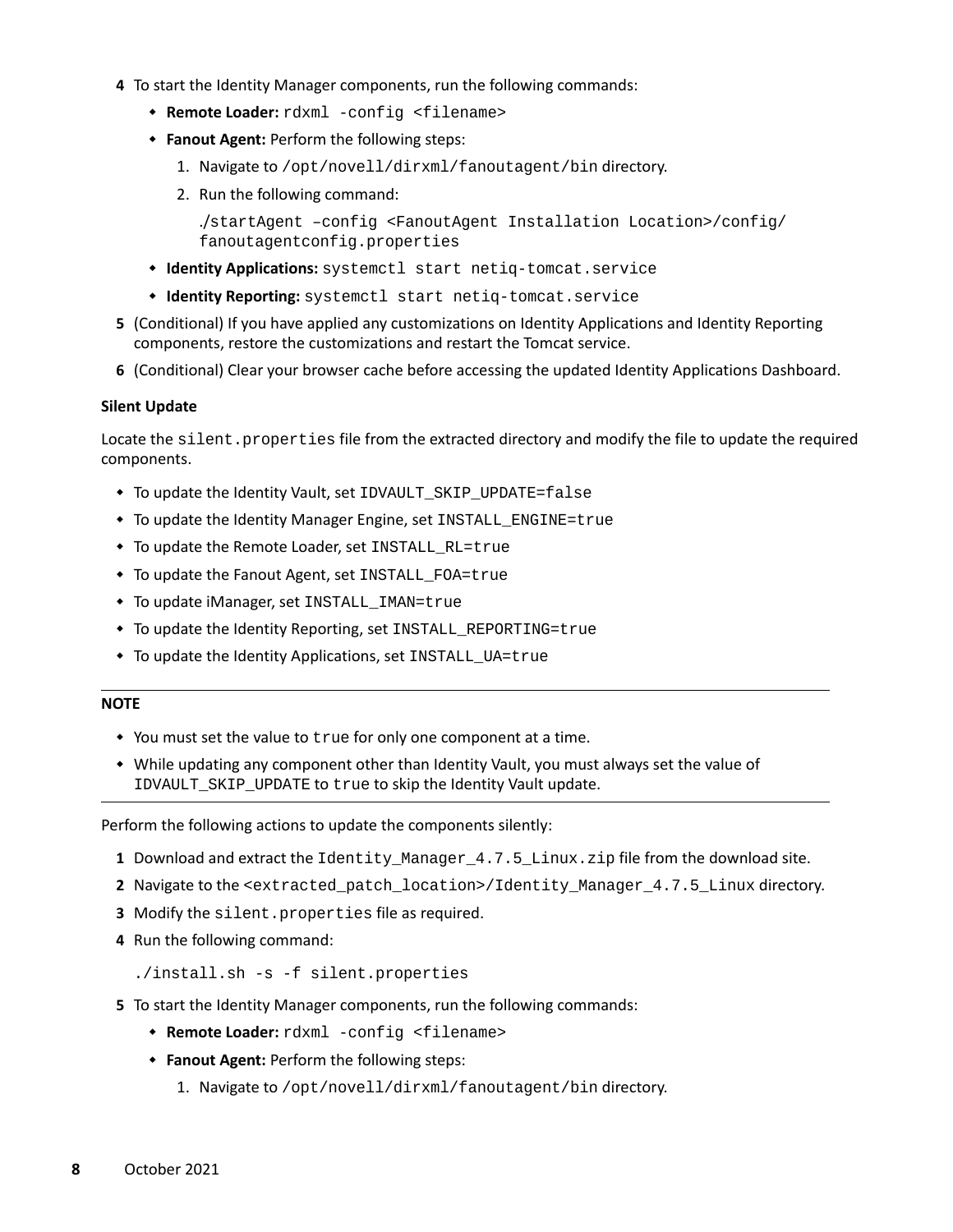4 To start the Identity Manager components, run the following commands:
   - **Remote Loader:** `rdxml -config <filename>`
   - **Fanout Agent:** Perform the following steps:
     1. Navigate to `/opt/novell/dirxml/fanoutagent/bin` directory.
     2. Run the following command:

        ```
        ./startAgent –config <FanoutAgent Installation Location>/config/fanoutagentconfig.properties
        ```
   - **Identity Applications:** `systemctl start netiq-tomcat.service`
   - **Identity Reporting:** `systemctl start netiq-tomcat.service`

5 (Conditional) If you have applied any customizations on Identity Applications and Identity Reporting components, restore the customizations and restart the Tomcat service.

6 (Conditional) Clear your browser cache before accessing the updated Identity Applications Dashboard.

**Silent Update**

Locate the `silent.properties` file from the extracted directory and modify the file to update the required components.

- To update the Identity Vault, set `IDVAULT_SKIP_UPDATE=false`
- To update the Identity Manager Engine, set `INSTALL_ENGINE=true`
- To update the Remote Loader, set `INSTALL_RL=true`
- To update the Fanout Agent, set `INSTALL_FOA=true`
- To update iManager, set `INSTALL_IMAN=true`
- To update the Identity Reporting, set `INSTALL_REPORTING=true`
- To update the Identity Applications, set `INSTALL_UA=true`

---

**NOTE**

- You must set the value to `true` for only one component at a time.
- While updating any component other than Identity Vault, you must always set the value of `IDVAULT_SKIP_UPDATE` to `true` to skip the Identity Vault update.

---

Perform the following actions to update the components silently:

1 Download and extract the `Identity_Manager_4.7.5_Linux.zip` file from the download site.

2 Navigate to the `<extracted_patch_location>/Identity_Manager_4.7.5_Linux` directory.

3 Modify the `silent.properties` file as required.

4 Run the following command:

```
./install.sh -s -f silent.properties
```

5 To start the Identity Manager components, run the following commands:
   - **Remote Loader:** `rdxml -config <filename>`
   - **Fanout Agent:** Perform the following steps:
     1. Navigate to `/opt/novell/dirxml/fanoutagent/bin` directory.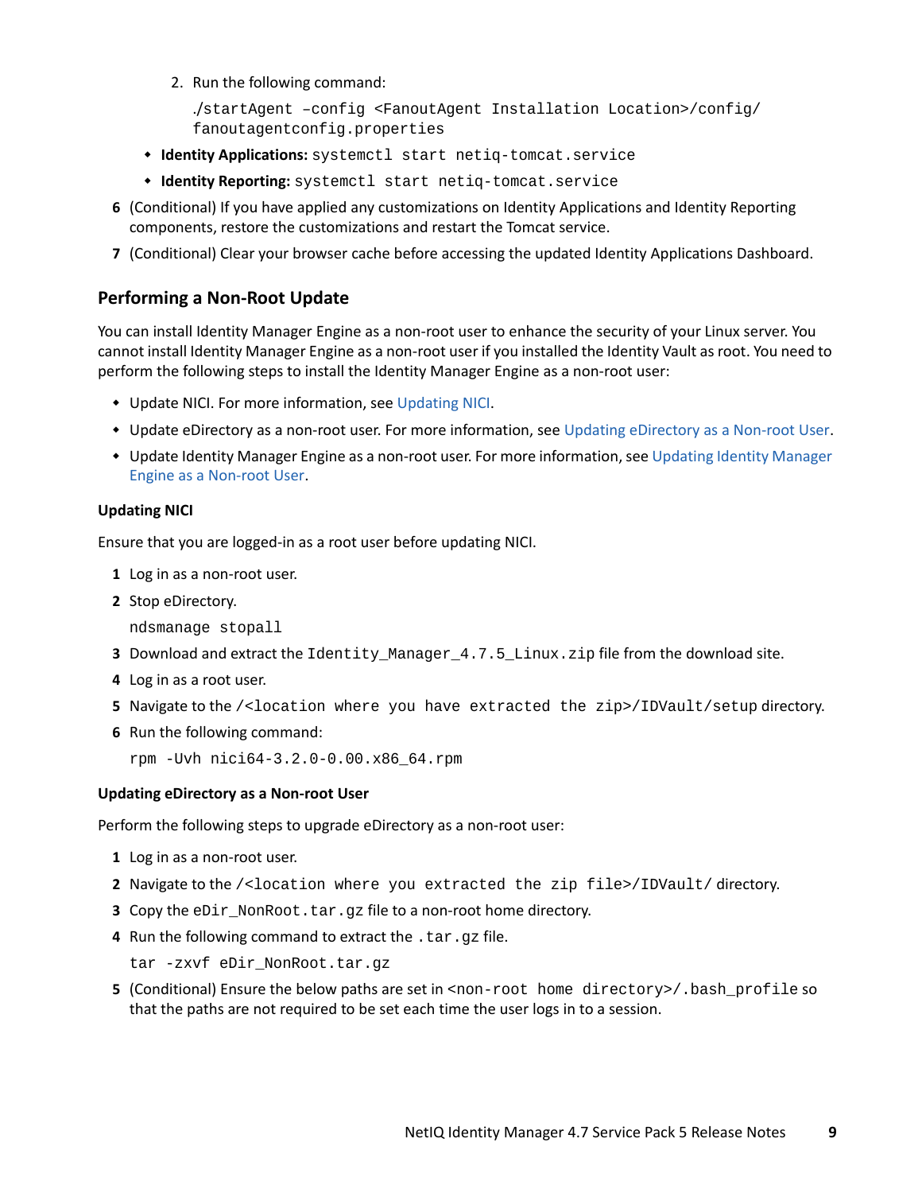2. Run the following command:

   ```
   ./startAgent –config <FanoutAgent Installation Location>/config/
   fanoutagentconfig.properties
   ```

- **Identity Applications:** `systemctl start netiq-tomcat.service`
- **Identity Reporting:** `systemctl start netiq-tomcat.service`

6 (Conditional) If you have applied any customizations on Identity Applications and Identity Reporting components, restore the customizations and restart the Tomcat service.

7 (Conditional) Clear your browser cache before accessing the updated Identity Applications Dashboard.

## Performing a Non-Root Update

You can install Identity Manager Engine as a non-root user to enhance the security of your Linux server. You cannot install Identity Manager Engine as a non-root user if you installed the Identity Vault as root. You need to perform the following steps to install the Identity Manager Engine as a non-root user:

- Update NICI. For more information, see Updating NICI.
- Update eDirectory as a non-root user. For more information, see Updating eDirectory as a Non-root User.
- Update Identity Manager Engine as a non-root user. For more information, see Updating Identity Manager Engine as a Non-root User.

### Updating NICI

Ensure that you are logged-in as a root user before updating NICI.

1. Log in as a non-root user.
2. Stop eDirectory.

   ```
   ndsmanage stopall
   ```

3. Download and extract the `Identity_Manager_4.7.5_Linux.zip` file from the download site.
4. Log in as a root user.
5. Navigate to the `/<location where you have extracted the zip>/IDVault/setup` directory.
6. Run the following command:

   ```
   rpm -Uvh nici64-3.2.0-0.00.x86_64.rpm
   ```

### Updating eDirectory as a Non-root User

Perform the following steps to upgrade eDirectory as a non-root user:

1. Log in as a non-root user.
2. Navigate to the `/<location where you extracted the zip file>/IDVault/` directory.
3. Copy the `eDir_NonRoot.tar.gz` file to a non-root home directory.
4. Run the following command to extract the `.tar.gz` file.

   ```
   tar -zxvf eDir_NonRoot.tar.gz
   ```

5. (Conditional) Ensure the below paths are set in `<non-root home directory>/.bash_profile` so that the paths are not required to be set each time the user logs in to a session.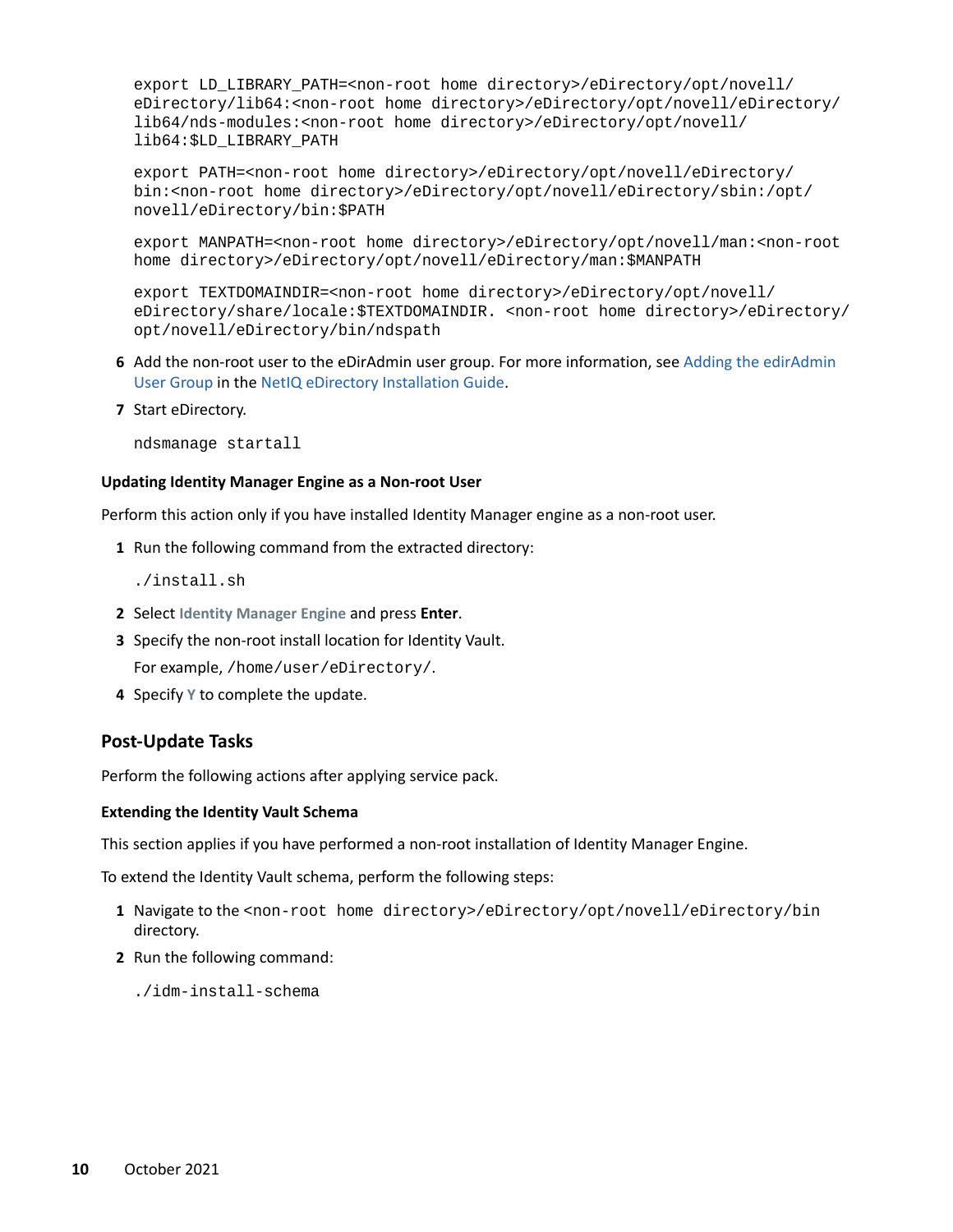```
export LD_LIBRARY_PATH=<non-root home directory>/eDirectory/opt/novell/
eDirectory/lib64:<non-root home directory>/eDirectory/opt/novell/eDirectory/
lib64/nds-modules:<non-root home directory>/eDirectory/opt/novell/
lib64:$LD_LIBRARY_PATH
```

```
export PATH=<non-root home directory>/eDirectory/opt/novell/eDirectory/
bin:<non-root home directory>/eDirectory/opt/novell/eDirectory/sbin:/opt/
novell/eDirectory/bin:$PATH
```

```
export MANPATH=<non-root home directory>/eDirectory/opt/novell/man:<non-root
home directory>/eDirectory/opt/novell/eDirectory/man:$MANPATH
```

```
export TEXTDOMAINDIR=<non-root home directory>/eDirectory/opt/novell/
eDirectory/share/locale:$TEXTDOMAINDIR. <non-root home directory>/eDirectory/
opt/novell/eDirectory/bin/ndspath
```

6. Add the non-root user to the eDirAdmin user group. For more information, see Adding the edirAdmin User Group in the NetIQ eDirectory Installation Guide.

7. Start eDirectory.

   ```
   ndsmanage startall
   ```

#### Updating Identity Manager Engine as a Non-root User

Perform this action only if you have installed Identity Manager engine as a non-root user.

1. Run the following command from the extracted directory:

   ```
   ./install.sh
   ```

2. Select **Identity Manager Engine** and press **Enter**.

3. Specify the non-root install location for Identity Vault.

   For example, `/home/user/eDirectory/`.

4. Specify **Y** to complete the update.

### Post-Update Tasks

Perform the following actions after applying service pack.

#### Extending the Identity Vault Schema

This section applies if you have performed a non-root installation of Identity Manager Engine.

To extend the Identity Vault schema, perform the following steps:

1. Navigate to the `<non-root home directory>/eDirectory/opt/novell/eDirectory/bin` directory.

2. Run the following command:

   ```
   ./idm-install-schema
   ```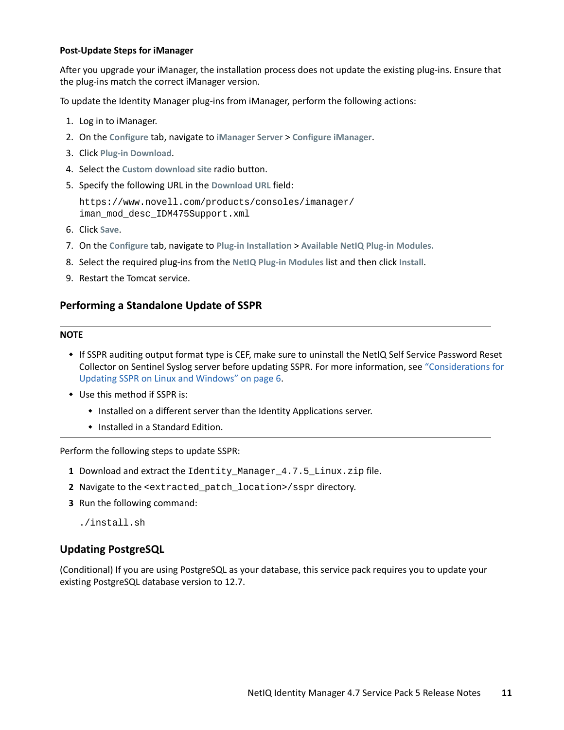#### Post-Update Steps for iManager

After you upgrade your iManager, the installation process does not update the existing plug-ins. Ensure that the plug-ins match the correct iManager version.

To update the Identity Manager plug-ins from iManager, perform the following actions:

1. Log in to iManager.
2. On the **Configure** tab, navigate to **iManager Server** > **Configure iManager**.
3. Click **Plug-in Download**.
4. Select the **Custom download site** radio button.
5. Specify the following URL in the **Download URL** field:

   ```
   https://www.novell.com/products/consoles/imanager/
   iman_mod_desc_IDM475Support.xml
   ```
6. Click **Save**.
7. On the **Configure** tab, navigate to **Plug-in Installation** > **Available NetIQ Plug-in Modules.**
8. Select the required plug-ins from the **NetIQ Plug-in Modules** list and then click **Install**.
9. Restart the Tomcat service.

### Performing a Standalone Update of SSPR

---

**NOTE**

- If SSPR auditing output format type is CEF, make sure to uninstall the NetIQ Self Service Password Reset Collector on Sentinel Syslog server before updating SSPR. For more information, see "Considerations for Updating SSPR on Linux and Windows" on page 6.
- Use this method if SSPR is:
  - Installed on a different server than the Identity Applications server.
  - Installed in a Standard Edition.

---

Perform the following steps to update SSPR:

1. Download and extract the `Identity_Manager_4.7.5_Linux.zip` file.
2. Navigate to the `<extracted_patch_location>/sspr` directory.
3. Run the following command:

   ```
   ./install.sh
   ```

### Updating PostgreSQL

(Conditional) If you are using PostgreSQL as your database, this service pack requires you to update your existing PostgreSQL database version to 12.7.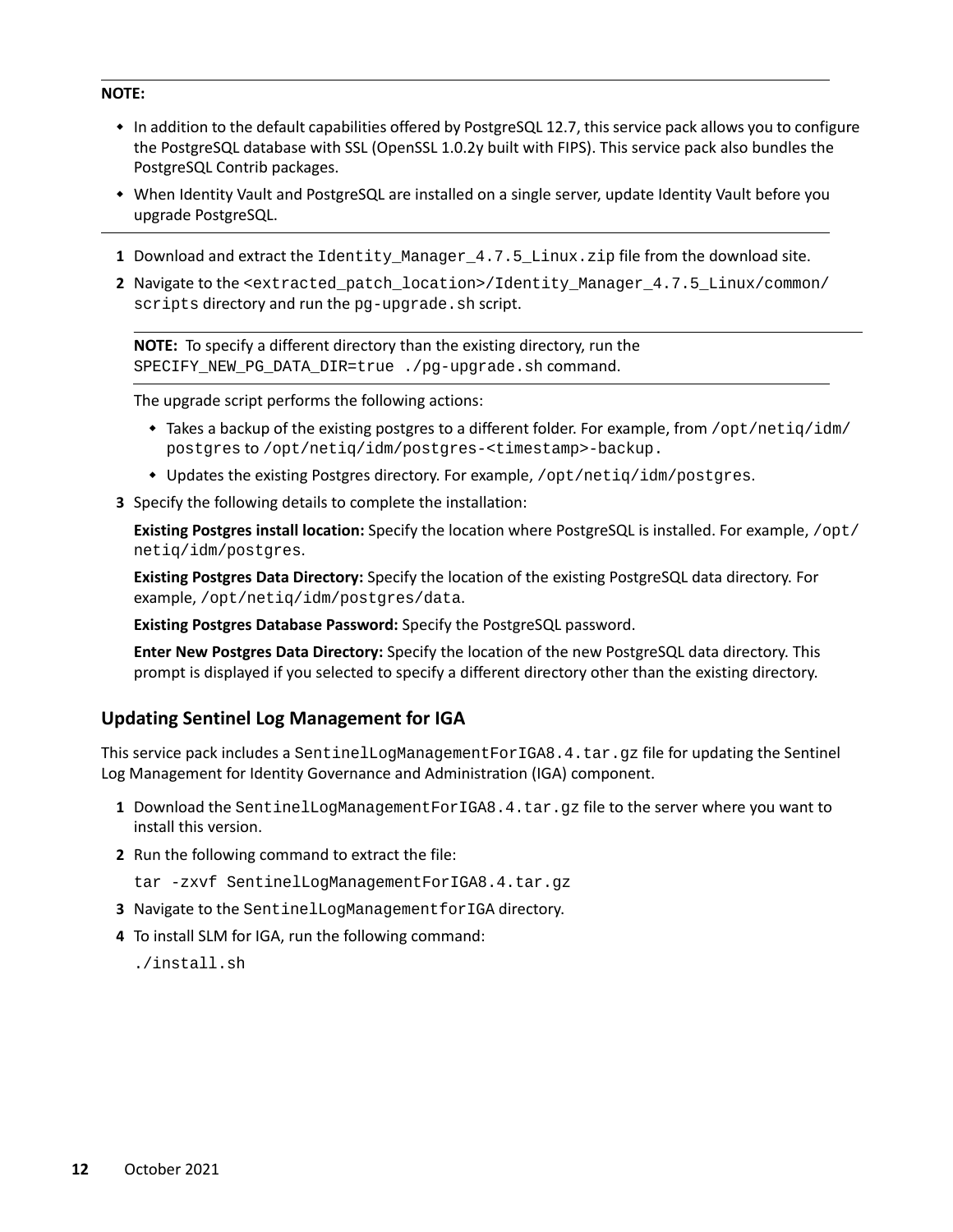**NOTE:**

- In addition to the default capabilities offered by PostgreSQL 12.7, this service pack allows you to configure the PostgreSQL database with SSL (OpenSSL 1.0.2y built with FIPS). This service pack also bundles the PostgreSQL Contrib packages.
- When Identity Vault and PostgreSQL are installed on a single server, update Identity Vault before you upgrade PostgreSQL.

1. Download and extract the `Identity_Manager_4.7.5_Linux.zip` file from the download site.
2. Navigate to the `<extracted_patch_location>/Identity_Manager_4.7.5_Linux/common/scripts` directory and run the `pg-upgrade.sh` script.

   **NOTE:** To specify a different directory than the existing directory, run the `SPECIFY_NEW_PG_DATA_DIR=true ./pg-upgrade.sh` command.

   The upgrade script performs the following actions:

   - Takes a backup of the existing postgres to a different folder. For example, from `/opt/netiq/idm/postgres` to `/opt/netiq/idm/postgres-<timestamp>-backup.`
   - Updates the existing Postgres directory. For example, `/opt/netiq/idm/postgres`.
3. Specify the following details to complete the installation:

   **Existing Postgres install location:** Specify the location where PostgreSQL is installed. For example, `/opt/netiq/idm/postgres`.

   **Existing Postgres Data Directory:** Specify the location of the existing PostgreSQL data directory. For example, `/opt/netiq/idm/postgres/data`.

   **Existing Postgres Database Password:** Specify the PostgreSQL password.

   **Enter New Postgres Data Directory:** Specify the location of the new PostgreSQL data directory. This prompt is displayed if you selected to specify a different directory other than the existing directory.

### Updating Sentinel Log Management for IGA

This service pack includes a `SentinelLogManagementForIGA8.4.tar.gz` file for updating the Sentinel Log Management for Identity Governance and Administration (IGA) component.

1. Download the `SentinelLogManagementForIGA8.4.tar.gz` file to the server where you want to install this version.
2. Run the following command to extract the file:

   ```
   tar -zxvf SentinelLogManagementForIGA8.4.tar.gz
   ```
3. Navigate to the `SentinelLogManagementforIGA` directory.
4. To install SLM for IGA, run the following command:

   ```
   ./install.sh
   ```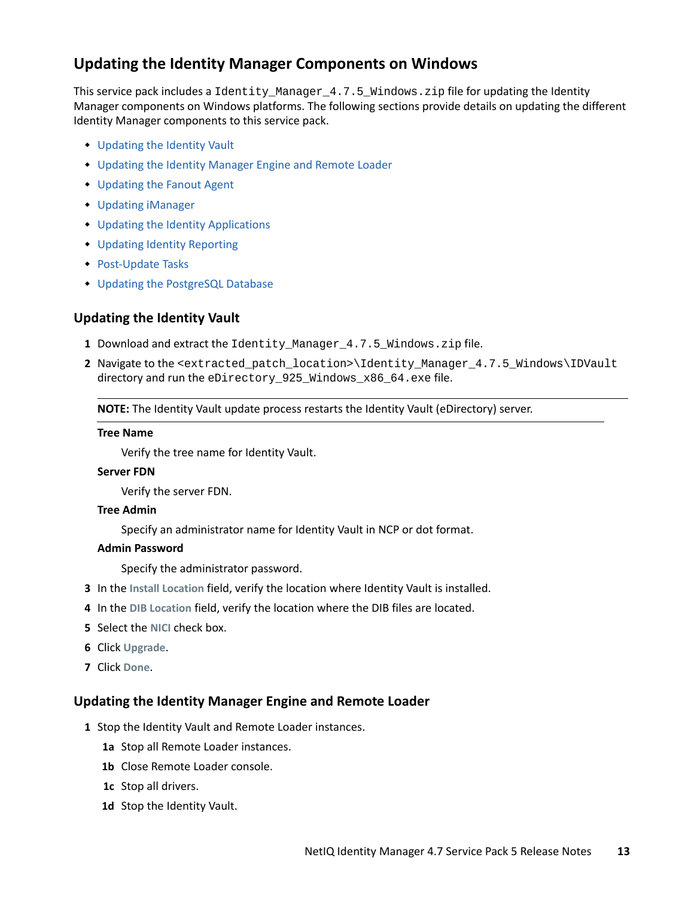## Updating the Identity Manager Components on Windows

This service pack includes a `Identity_Manager_4.7.5_Windows.zip` file for updating the Identity Manager components on Windows platforms. The following sections provide details on updating the different Identity Manager components to this service pack.

- Updating the Identity Vault
- Updating the Identity Manager Engine and Remote Loader
- Updating the Fanout Agent
- Updating iManager
- Updating the Identity Applications
- Updating Identity Reporting
- Post-Update Tasks
- Updating the PostgreSQL Database

### Updating the Identity Vault

1 Download and extract the `Identity_Manager_4.7.5_Windows.zip` file.

2 Navigate to the `<extracted_patch_location>\Identity_Manager_4.7.5_Windows\IDVault` directory and run the `eDirectory_925_Windows_x86_64.exe` file.

> **NOTE:** The Identity Vault update process restarts the Identity Vault (eDirectory) server.

**Tree Name**

Verify the tree name for Identity Vault.

**Server FDN**

Verify the server FDN.

**Tree Admin**

Specify an administrator name for Identity Vault in NCP or dot format.

**Admin Password**

Specify the administrator password.

3 In the **Install Location** field, verify the location where Identity Vault is installed.

4 In the **DIB Location** field, verify the location where the DIB files are located.

5 Select the **NICI** check box.

6 Click **Upgrade**.

7 Click **Done**.

### Updating the Identity Manager Engine and Remote Loader

1 Stop the Identity Vault and Remote Loader instances.

1a Stop all Remote Loader instances.

1b Close Remote Loader console.

1c Stop all drivers.

1d Stop the Identity Vault.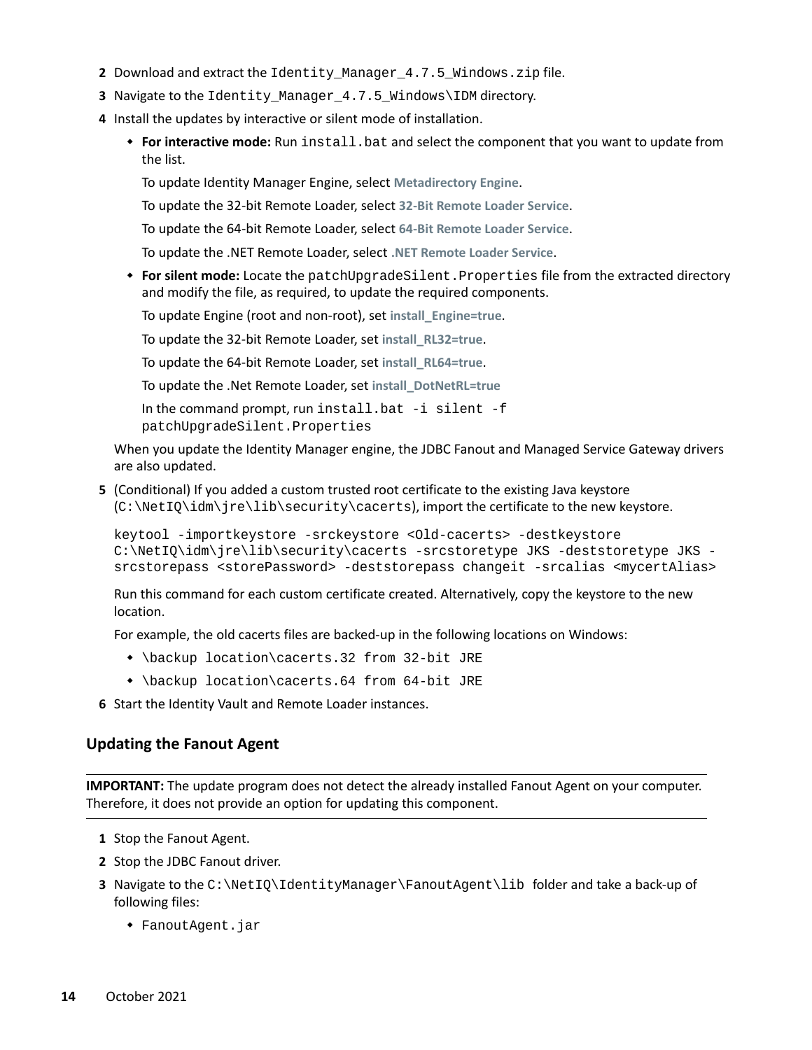2. Download and extract the `Identity_Manager_4.7.5_Windows.zip` file.
3. Navigate to the `Identity_Manager_4.7.5_Windows\IDM` directory.
4. Install the updates by interactive or silent mode of installation.
   - **For interactive mode:** Run `install.bat` and select the component that you want to update from the list.

     To update Identity Manager Engine, select **Metadirectory Engine**.

     To update the 32-bit Remote Loader, select **32-Bit Remote Loader Service**.

     To update the 64-bit Remote Loader, select **64-Bit Remote Loader Service**.

     To update the .NET Remote Loader, select **.NET Remote Loader Service**.
   - **For silent mode:** Locate the `patchUpgradeSilent.Properties` file from the extracted directory and modify the file, as required, to update the required components.

     To update Engine (root and non-root), set **install_Engine=true**.

     To update the 32-bit Remote Loader, set **install_RL32=true**.

     To update the 64-bit Remote Loader, set **install_RL64=true**.

     To update the .Net Remote Loader, set **install_DotNetRL=true**

     In the command prompt, run `install.bat -i silent -f patchUpgradeSilent.Properties`

   When you update the Identity Manager engine, the JDBC Fanout and Managed Service Gateway drivers are also updated.
5. (Conditional) If you added a custom trusted root certificate to the existing Java keystore (`C:\NetIQ\idm\jre\lib\security\cacerts`), import the certificate to the new keystore.

   ```
   keytool -importkeystore -srckeystore <Old-cacerts> -destkeystore
   C:\NetIQ\idm\jre\lib\security\cacerts -srcstoretype JKS -deststoretype JKS -
   srcstorepass <storePassword> -deststorepass changeit -srcalias <mycertAlias>
   ```

   Run this command for each custom certificate created. Alternatively, copy the keystore to the new location.

   For example, the old cacerts files are backed-up in the following locations on Windows:
   - `\backup location\cacerts.32 from 32-bit JRE`
   - `\backup location\cacerts.64 from 64-bit JRE`
6. Start the Identity Vault and Remote Loader instances.

### Updating the Fanout Agent

**IMPORTANT:** The update program does not detect the already installed Fanout Agent on your computer. Therefore, it does not provide an option for updating this component.

1. Stop the Fanout Agent.
2. Stop the JDBC Fanout driver.
3. Navigate to the `C:\NetIQ\IdentityManager\FanoutAgent\lib` folder and take a back-up of following files:
   - `FanoutAgent.jar`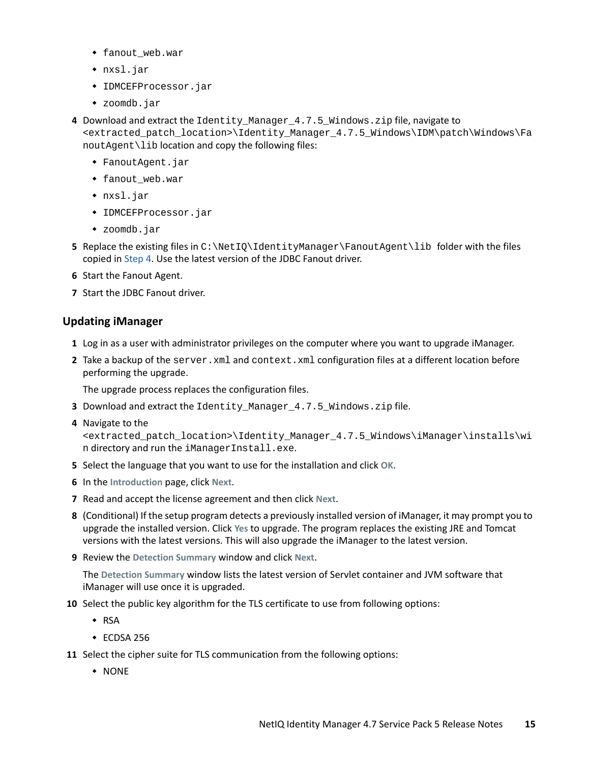- fanout_web.war
   - nxsl.jar
   - IDMCEFProcessor.jar
   - zoomdb.jar
4. Download and extract the `Identity_Manager_4.7.5_Windows.zip` file, navigate to `<extracted_patch_location>\Identity_Manager_4.7.5_Windows\IDM\patch\Windows\FanoutAgent\lib` location and copy the following files:
   - FanoutAgent.jar
   - fanout_web.war
   - nxsl.jar
   - IDMCEFProcessor.jar
   - zoomdb.jar
5. Replace the existing files in `C:\NetIQ\IdentityManager\FanoutAgent\lib` folder with the files copied in Step 4. Use the latest version of the JDBC Fanout driver.
6. Start the Fanout Agent.
7. Start the JDBC Fanout driver.

### Updating iManager

1. Log in as a user with administrator privileges on the computer where you want to upgrade iManager.
2. Take a backup of the `server.xml` and `context.xml` configuration files at a different location before performing the upgrade.

   The upgrade process replaces the configuration files.
3. Download and extract the `Identity_Manager_4.7.5_Windows.zip` file.
4. Navigate to the `<extracted_patch_location>\Identity_Manager_4.7.5_Windows\iManager\installs\win` directory and run the `iManagerInstall.exe`.
5. Select the language that you want to use for the installation and click **OK**.
6. In the **Introduction** page, click **Next**.
7. Read and accept the license agreement and then click **Next**.
8. (Conditional) If the setup program detects a previously installed version of iManager, it may prompt you to upgrade the installed version. Click **Yes** to upgrade. The program replaces the existing JRE and Tomcat versions with the latest versions. This will also upgrade the iManager to the latest version.
9. Review the **Detection Summary** window and click **Next**.

   The **Detection Summary** window lists the latest version of Servlet container and JVM software that iManager will use once it is upgraded.
10. Select the public key algorithm for the TLS certificate to use from following options:
    - RSA
    - ECDSA 256
11. Select the cipher suite for TLS communication from the following options:
    - NONE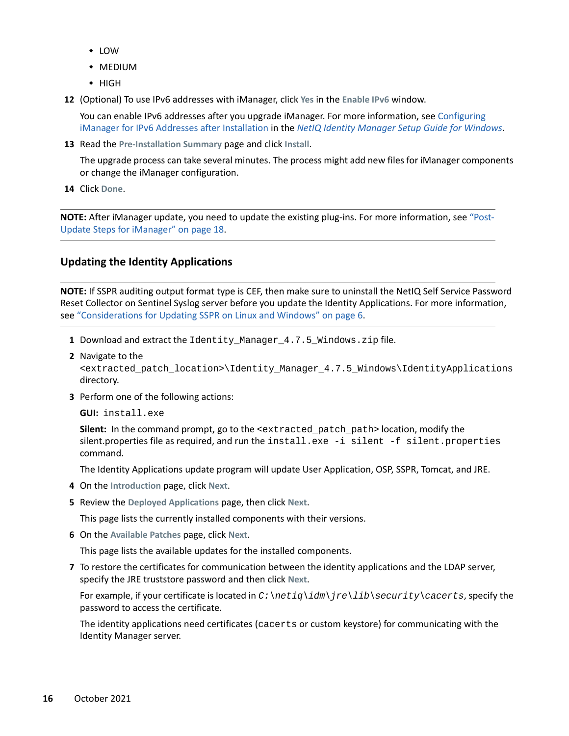- LOW
- MEDIUM
- HIGH

12 (Optional) To use IPv6 addresses with iManager, click **Yes** in the **Enable IPv6** window.

   You can enable IPv6 addresses after you upgrade iManager. For more information, see Configuring iManager for IPv6 Addresses after Installation in the *NetIQ Identity Manager Setup Guide for Windows*.

13 Read the **Pre-Installation Summary** page and click **Install**.

   The upgrade process can take several minutes. The process might add new files for iManager components or change the iManager configuration.

14 Click **Done**.

---

**NOTE:** After iManager update, you need to update the existing plug-ins. For more information, see "Post-Update Steps for iManager" on page 18.

---

### Updating the Identity Applications

---

**NOTE:** If SSPR auditing output format type is CEF, then make sure to uninstall the NetIQ Self Service Password Reset Collector on Sentinel Syslog server before you update the Identity Applications. For more information, see "Considerations for Updating SSPR on Linux and Windows" on page 6.

---

1 Download and extract the `Identity_Manager_4.7.5_Windows.zip` file.

2 Navigate to the `<extracted_patch_location>\Identity_Manager_4.7.5_Windows\IdentityApplications` directory.

3 Perform one of the following actions:

   **GUI:** `install.exe`

   **Silent:** In the command prompt, go to the `<extracted_patch_path>` location, modify the silent.properties file as required, and run the `install.exe -i silent -f silent.properties` command.

   The Identity Applications update program will update User Application, OSP, SSPR, Tomcat, and JRE.

4 On the **Introduction** page, click **Next**.

5 Review the **Deployed Applications** page, then click **Next**.

   This page lists the currently installed components with their versions.

6 On the **Available Patches** page, click **Next**.

   This page lists the available updates for the installed components.

7 To restore the certificates for communication between the identity applications and the LDAP server, specify the JRE truststore password and then click **Next**.

   For example, if your certificate is located in *`C:\netiq\idm\jre\lib\security\cacerts`*, specify the password to access the certificate.

   The identity applications need certificates (`cacerts` or custom keystore) for communicating with the Identity Manager server.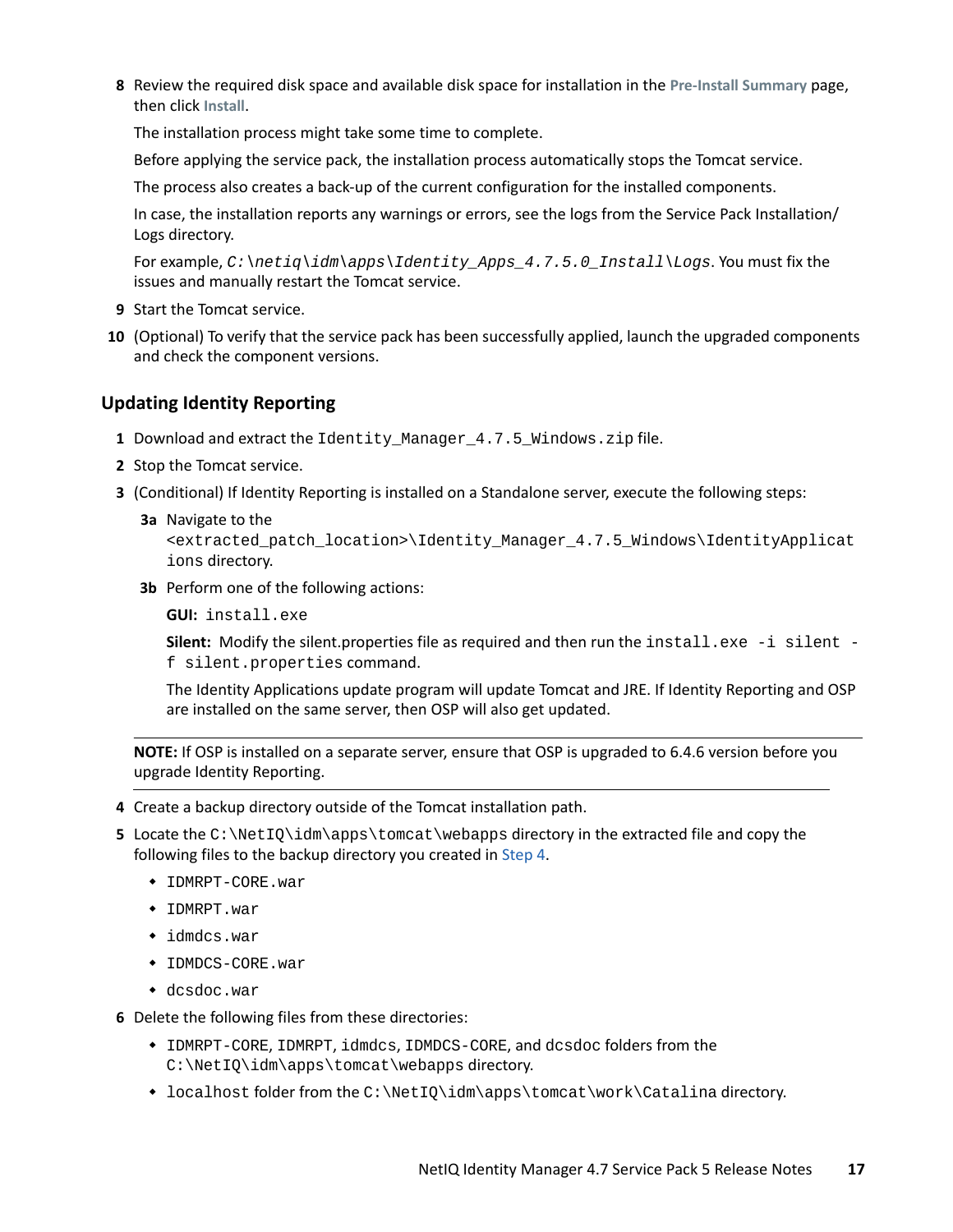8 Review the required disk space and available disk space for installation in the **Pre-Install Summary** page, then click **Install**.

   The installation process might take some time to complete.

   Before applying the service pack, the installation process automatically stops the Tomcat service.

   The process also creates a back-up of the current configuration for the installed components.

   In case, the installation reports any warnings or errors, see the logs from the Service Pack Installation/Logs directory.

   For example, *C:\netiq\idm\apps\Identity_Apps_4.7.5.0_Install\Logs*. You must fix the issues and manually restart the Tomcat service.

9 Start the Tomcat service.

10 (Optional) To verify that the service pack has been successfully applied, launch the upgraded components and check the component versions.

### Updating Identity Reporting

1 Download and extract the `Identity_Manager_4.7.5_Windows.zip` file.

2 Stop the Tomcat service.

3 (Conditional) If Identity Reporting is installed on a Standalone server, execute the following steps:

   **3a** Navigate to the `<extracted_patch_location>\Identity_Manager_4.7.5_Windows\IdentityApplications` directory.

   **3b** Perform one of the following actions:

   **GUI:** `install.exe`

   **Silent:** Modify the silent.properties file as required and then run the `install.exe -i silent -f silent.properties` command.

   The Identity Applications update program will update Tomcat and JRE. If Identity Reporting and OSP are installed on the same server, then OSP will also get updated.

---

**NOTE:** If OSP is installed on a separate server, ensure that OSP is upgraded to 6.4.6 version before you upgrade Identity Reporting.

---

4 Create a backup directory outside of the Tomcat installation path.

5 Locate the `C:\NetIQ\idm\apps\tomcat\webapps` directory in the extracted file and copy the following files to the backup directory you created in Step 4.

   - `IDMRPT-CORE.war`
   - `IDMRPT.war`
   - `idmdcs.war`
   - `IDMDCS-CORE.war`
   - `dcsdoc.war`

6 Delete the following files from these directories:

   - `IDMRPT-CORE`, `IDMRPT`, `idmdcs`, `IDMDCS-CORE`, and `dcsdoc` folders from the `C:\NetIQ\idm\apps\tomcat\webapps` directory.
   - `localhost` folder from the `C:\NetIQ\idm\apps\tomcat\work\Catalina` directory.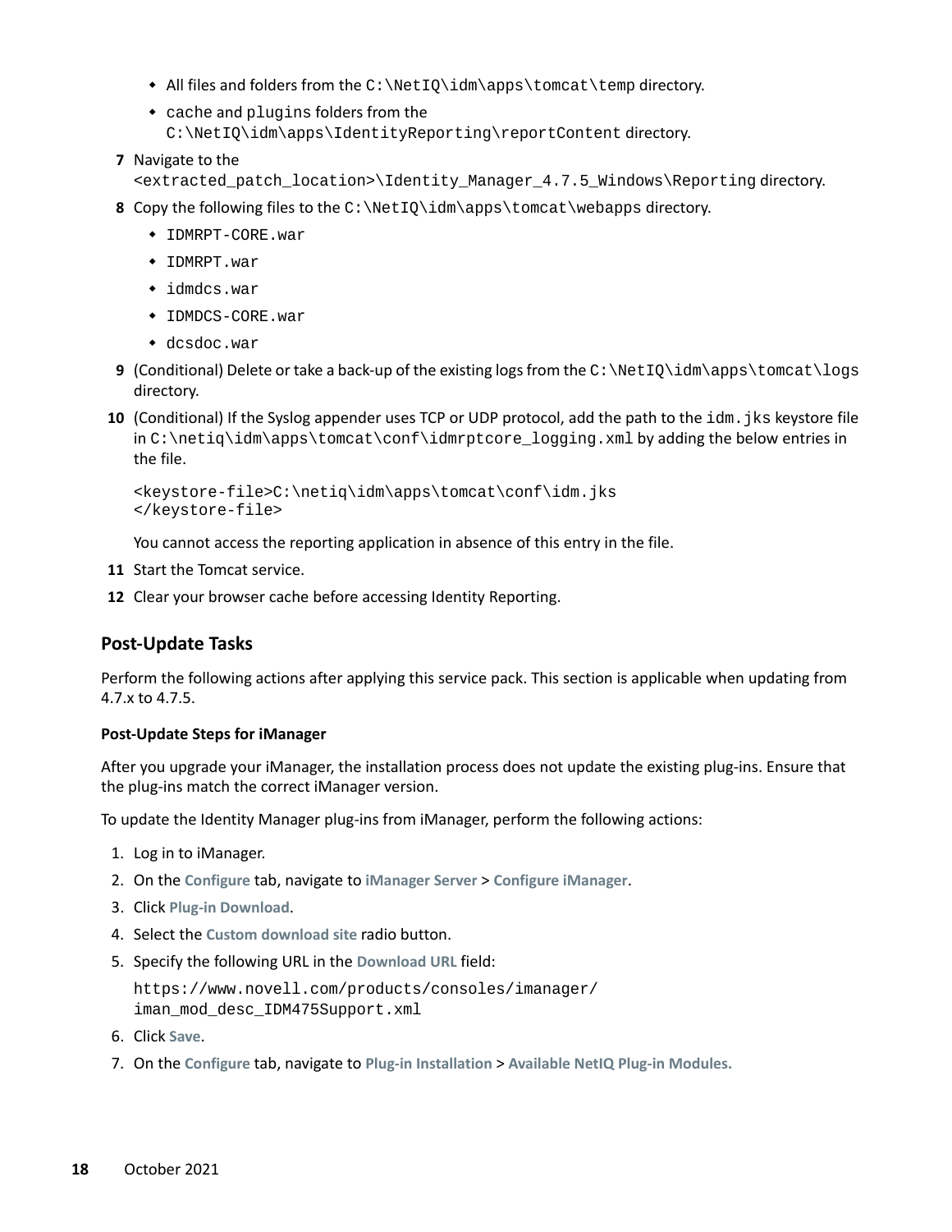- All files and folders from the `C:\NetIQ\idm\apps\tomcat\temp` directory.
   - `cache` and `plugins` folders from the `C:\NetIQ\idm\apps\IdentityReporting\reportContent` directory.

7. Navigate to the `<extracted_patch_location>\Identity_Manager_4.7.5_Windows\Reporting` directory.
8. Copy the following files to the `C:\NetIQ\idm\apps\tomcat\webapps` directory.
   - `IDMRPT-CORE.war`
   - `IDMRPT.war`
   - `idmdcs.war`
   - `IDMDCS-CORE.war`
   - `dcsdoc.war`
9. (Conditional) Delete or take a back-up of the existing logs from the `C:\NetIQ\idm\apps\tomcat\logs` directory.
10. (Conditional) If the Syslog appender uses TCP or UDP protocol, add the path to the `idm.jks` keystore file in `C:\netiq\idm\apps\tomcat\conf\idmrptcore_logging.xml` by adding the below entries in the file.

    ```
    <keystore-file>C:\netiq\idm\apps\tomcat\conf\idm.jks
    </keystore-file>
    ```

    You cannot access the reporting application in absence of this entry in the file.
11. Start the Tomcat service.
12. Clear your browser cache before accessing Identity Reporting.

## Post-Update Tasks

Perform the following actions after applying this service pack. This section is applicable when updating from 4.7.x to 4.7.5.

### Post-Update Steps for iManager

After you upgrade your iManager, the installation process does not update the existing plug-ins. Ensure that the plug-ins match the correct iManager version.

To update the Identity Manager plug-ins from iManager, perform the following actions:

1. Log in to iManager.
2. On the **Configure** tab, navigate to **iManager Server** > **Configure iManager**.
3. Click **Plug-in Download**.
4. Select the **Custom download site** radio button.
5. Specify the following URL in the **Download URL** field:

   ```
   https://www.novell.com/products/consoles/imanager/
   iman_mod_desc_IDM475Support.xml
   ```
6. Click **Save**.
7. On the **Configure** tab, navigate to **Plug-in Installation** > **Available NetIQ Plug-in Modules.**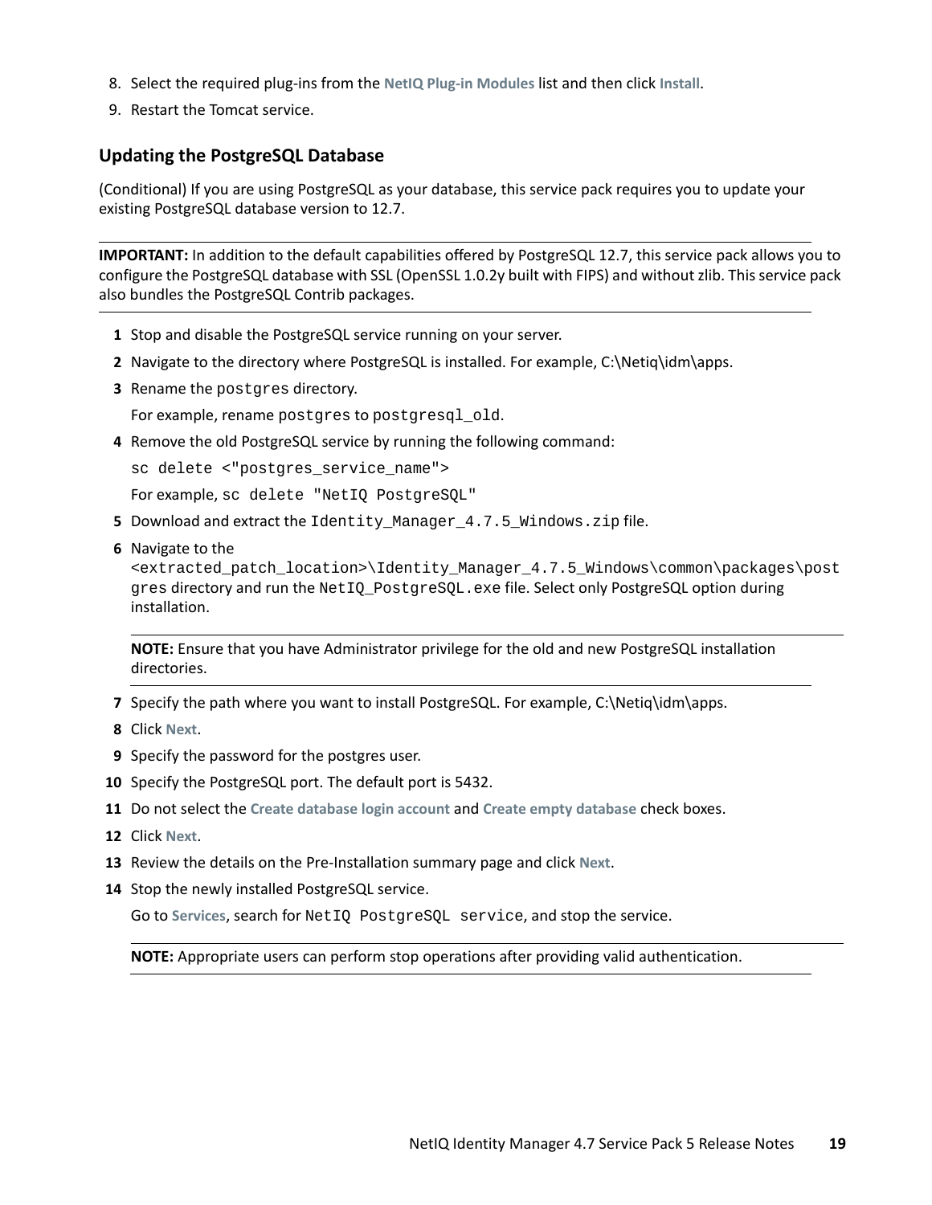8. Select the required plug-ins from the **NetIQ Plug-in Modules** list and then click **Install**.
9. Restart the Tomcat service.

### Updating the PostgreSQL Database

(Conditional) If you are using PostgreSQL as your database, this service pack requires you to update your existing PostgreSQL database version to 12.7.

---

**IMPORTANT:** In addition to the default capabilities offered by PostgreSQL 12.7, this service pack allows you to configure the PostgreSQL database with SSL (OpenSSL 1.0.2y built with FIPS) and without zlib. This service pack also bundles the PostgreSQL Contrib packages.

---

1. Stop and disable the PostgreSQL service running on your server.
2. Navigate to the directory where PostgreSQL is installed. For example, C:\Netiq\idm\apps.
3. Rename the `postgres` directory.

   For example, rename `postgres` to `postgresql_old`.
4. Remove the old PostgreSQL service by running the following command:

   `sc delete <"postgres_service_name">`

   For example, `sc delete "NetIQ PostgreSQL"`
5. Download and extract the `Identity_Manager_4.7.5_Windows.zip` file.
6. Navigate to the `<extracted_patch_location>\Identity_Manager_4.7.5_Windows\common\packages\postgres` directory and run the `NetIQ_PostgreSQL.exe` file. Select only PostgreSQL option during installation.

   ---

   **NOTE:** Ensure that you have Administrator privilege for the old and new PostgreSQL installation directories.

   ---
7. Specify the path where you want to install PostgreSQL. For example, C:\Netiq\idm\apps.
8. Click **Next**.
9. Specify the password for the postgres user.
10. Specify the PostgreSQL port. The default port is 5432.
11. Do not select the **Create database login account** and **Create empty database** check boxes.
12. Click **Next**.
13. Review the details on the Pre-Installation summary page and click **Next**.
14. Stop the newly installed PostgreSQL service.

    Go to **Services**, search for `NetIQ PostgreSQL service`, and stop the service.

    ---

    **NOTE:** Appropriate users can perform stop operations after providing valid authentication.

    ---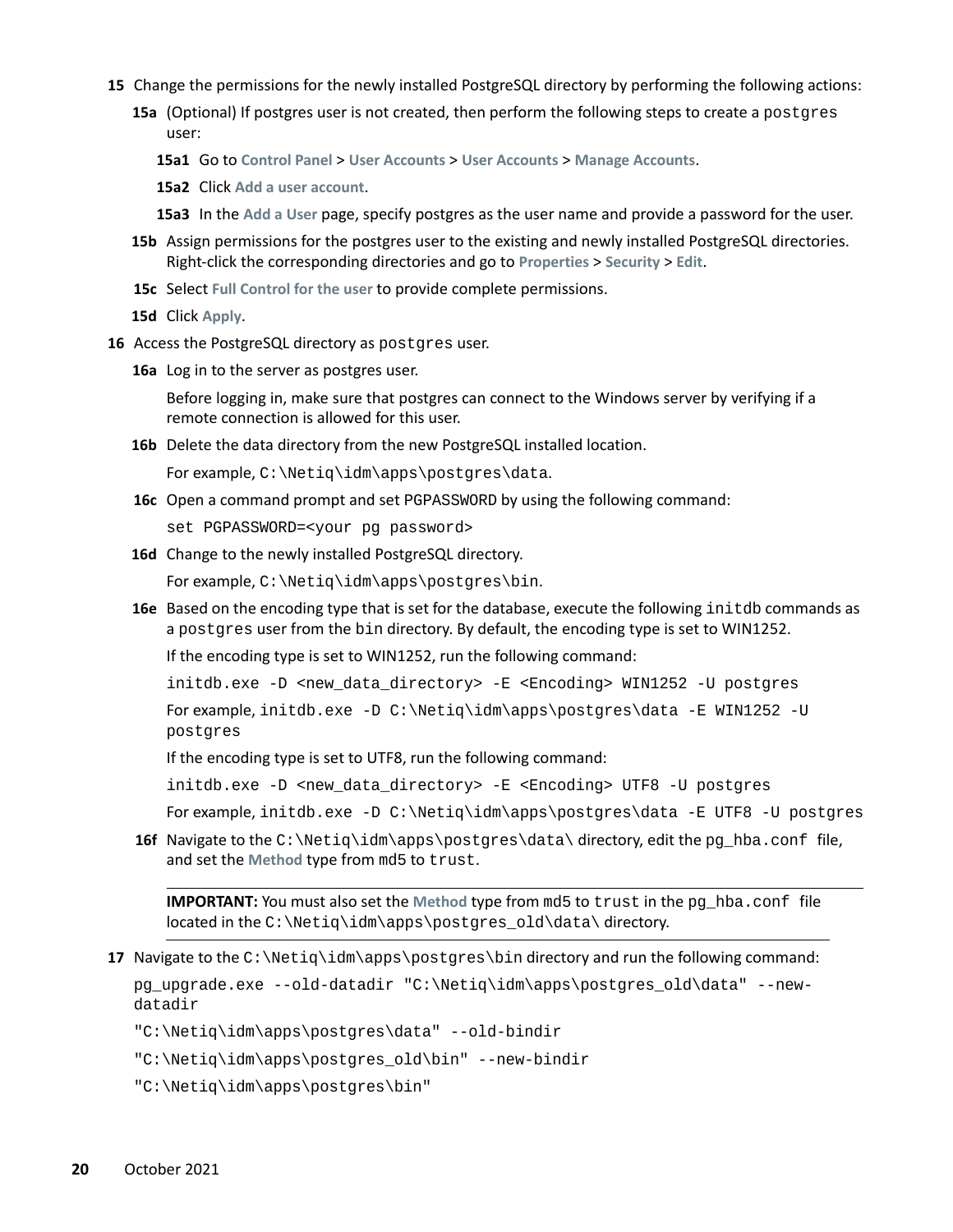15 Change the permissions for the newly installed PostgreSQL directory by performing the following actions:

   15a (Optional) If postgres user is not created, then perform the following steps to create a `postgres` user:

      15a1 Go to **Control Panel** > **User Accounts** > **User Accounts** > **Manage Accounts**.

      15a2 Click **Add a user account**.

      15a3 In the **Add a User** page, specify postgres as the user name and provide a password for the user.

   15b Assign permissions for the postgres user to the existing and newly installed PostgreSQL directories. Right-click the corresponding directories and go to **Properties** > **Security** > **Edit**.

   15c Select **Full Control for the user** to provide complete permissions.

   15d Click **Apply**.

16 Access the PostgreSQL directory as `postgres` user.

   16a Log in to the server as postgres user.

   Before logging in, make sure that postgres can connect to the Windows server by verifying if a remote connection is allowed for this user.

   16b Delete the data directory from the new PostgreSQL installed location.

   For example, `C:\Netiq\idm\apps\postgres\data`.

   16c Open a command prompt and set PGPASSWORD by using the following command:

   ```
   set PGPASSWORD=<your pg password>
   ```

   16d Change to the newly installed PostgreSQL directory.

   For example, `C:\Netiq\idm\apps\postgres\bin`.

   16e Based on the encoding type that is set for the database, execute the following `initdb` commands as a `postgres` user from the `bin` directory. By default, the encoding type is set to WIN1252.

   If the encoding type is set to WIN1252, run the following command:

   ```
   initdb.exe -D <new_data_directory> -E <Encoding> WIN1252 -U postgres
   ```

   For example, `initdb.exe -D C:\Netiq\idm\apps\postgres\data -E WIN1252 -U postgres`

   If the encoding type is set to UTF8, run the following command:

   ```
   initdb.exe -D <new_data_directory> -E <Encoding> UTF8 -U postgres
   ```

   For example, `initdb.exe -D C:\Netiq\idm\apps\postgres\data -E UTF8 -U postgres`

   16f Navigate to the `C:\Netiq\idm\apps\postgres\data\` directory, edit the `pg_hba.conf` file, and set the **Method** type from md5 to `trust`.

   ---

   **IMPORTANT:** You must also set the **Method** type from md5 to `trust` in the `pg_hba.conf` file located in the `C:\Netiq\idm\apps\postgres_old\data\` directory.

   ---

17 Navigate to the `C:\Netiq\idm\apps\postgres\bin` directory and run the following command:

```
pg_upgrade.exe --old-datadir "C:\Netiq\idm\apps\postgres_old\data" --new-datadir
"C:\Netiq\idm\apps\postgres\data" --old-bindir
"C:\Netiq\idm\apps\postgres_old\bin" --new-bindir
"C:\Netiq\idm\apps\postgres\bin"
```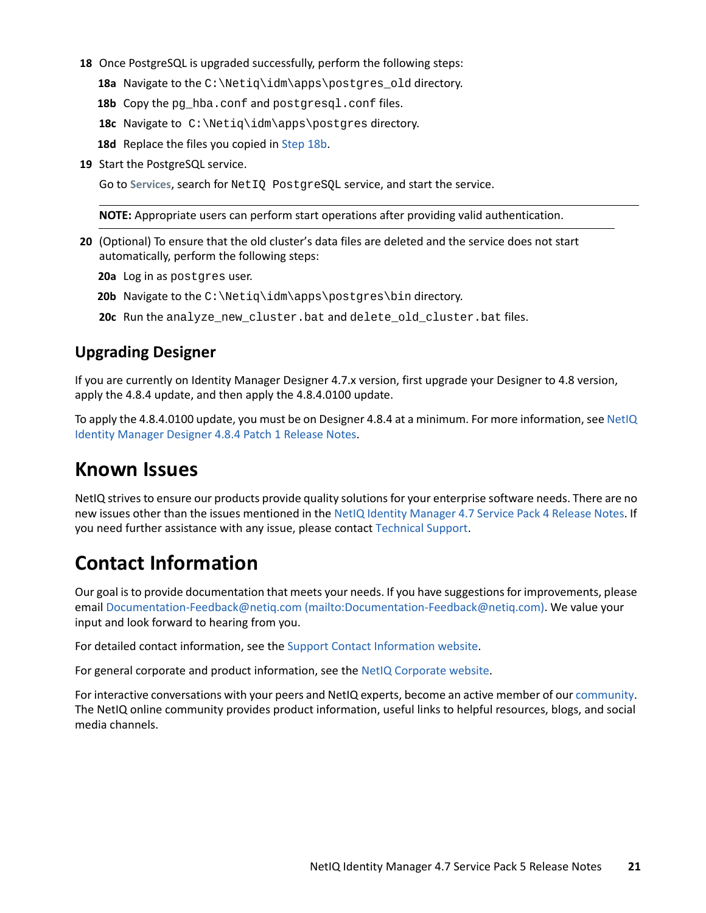18 Once PostgreSQL is upgraded successfully, perform the following steps:

  18a Navigate to the `C:\Netiq\idm\apps\postgres_old` directory.

  18b Copy the `pg_hba.conf` and `postgresql.conf` files.

  18c Navigate to `C:\Netiq\idm\apps\postgres` directory.

  18d Replace the files you copied in Step 18b.

19 Start the PostgreSQL service.

  Go to **Services**, search for `NetIQ PostgreSQL` service, and start the service.

  **NOTE:** Appropriate users can perform start operations after providing valid authentication.

20 (Optional) To ensure that the old cluster's data files are deleted and the service does not start automatically, perform the following steps:

  20a Log in as `postgres` user.

  20b Navigate to the `C:\Netiq\idm\apps\postgres\bin` directory.

  20c Run the `analyze_new_cluster.bat` and `delete_old_cluster.bat` files.

### Upgrading Designer

If you are currently on Identity Manager Designer 4.7.x version, first upgrade your Designer to 4.8 version, apply the 4.8.4 update, and then apply the 4.8.4.0100 update.

To apply the 4.8.4.0100 update, you must be on Designer 4.8.4 at a minimum. For more information, see NetIQ Identity Manager Designer 4.8.4 Patch 1 Release Notes.

## Known Issues

NetIQ strives to ensure our products provide quality solutions for your enterprise software needs. There are no new issues other than the issues mentioned in the NetIQ Identity Manager 4.7 Service Pack 4 Release Notes. If you need further assistance with any issue, please contact Technical Support.

## Contact Information

Our goal is to provide documentation that meets your needs. If you have suggestions for improvements, please email Documentation-Feedback@netiq.com (mailto:Documentation-Feedback@netiq.com). We value your input and look forward to hearing from you.

For detailed contact information, see the Support Contact Information website.

For general corporate and product information, see the NetIQ Corporate website.

For interactive conversations with your peers and NetIQ experts, become an active member of our community. The NetIQ online community provides product information, useful links to helpful resources, blogs, and social media channels.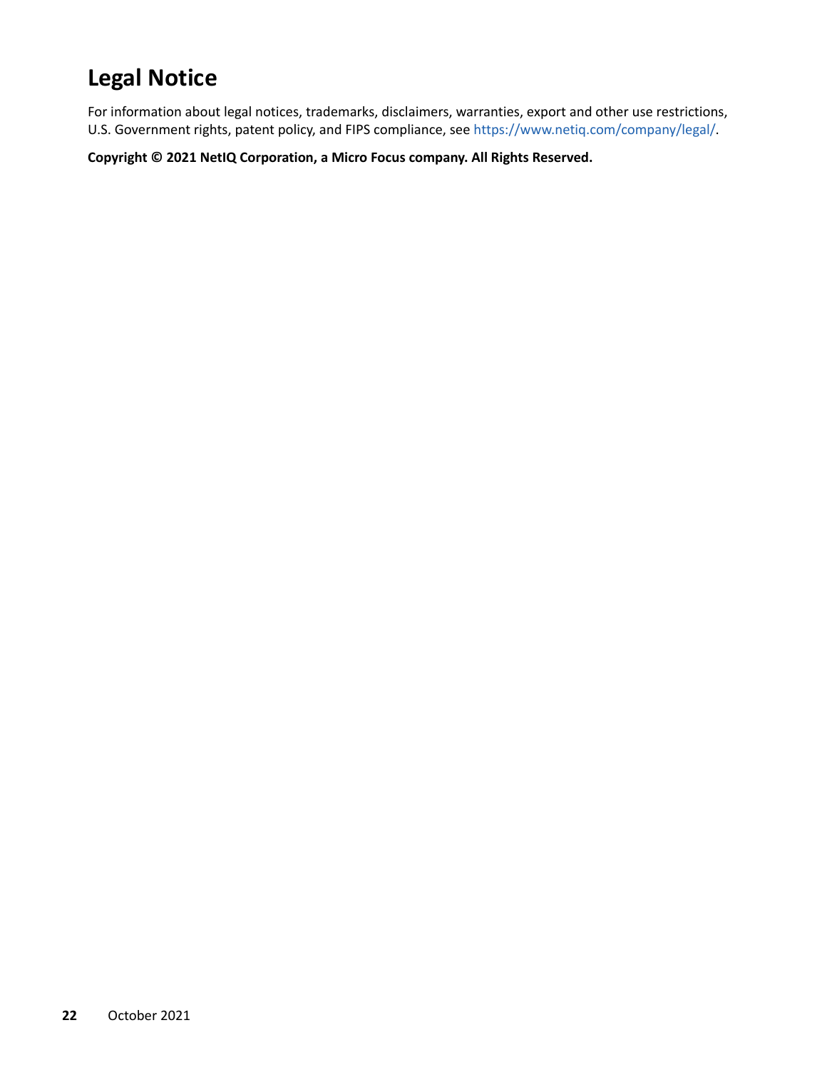# Legal Notice

For information about legal notices, trademarks, disclaimers, warranties, export and other use restrictions, U.S. Government rights, patent policy, and FIPS compliance, see https://www.netiq.com/company/legal/.

**Copyright © 2021 NetIQ Corporation, a Micro Focus company. All Rights Reserved.**